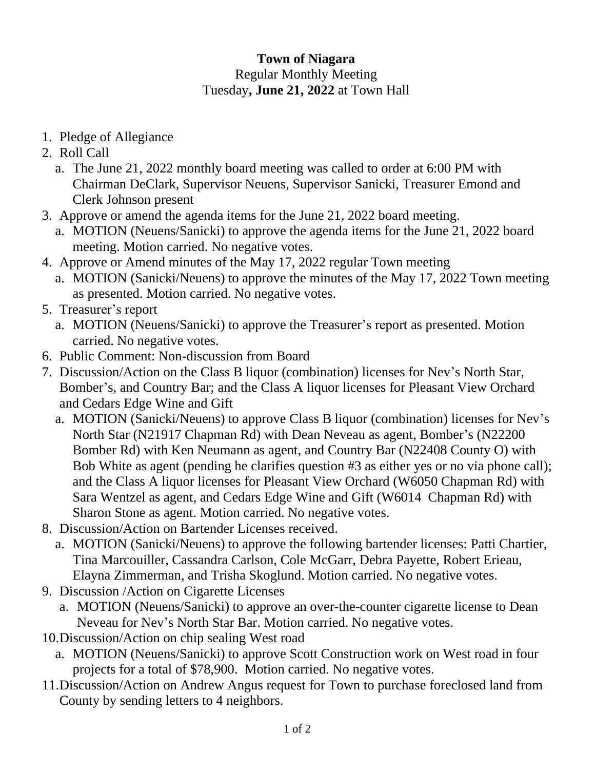**Town of Niagara**

Regular Monthly Meeting

Tuesday**, June 21, 2022** at Town Hall

1. Pledge of Allegiance
2. Roll Call
   a. The June 21, 2022 monthly board meeting was called to order at 6:00 PM with Chairman DeClark, Supervisor Neuens, Supervisor Sanicki, Treasurer Emond and Clerk Johnson present
3. Approve or amend the agenda items for the June 21, 2022 board meeting.
   a. MOTION (Neuens/Sanicki) to approve the agenda items for the June 21, 2022 board meeting. Motion carried. No negative votes.
4. Approve or Amend minutes of the May 17, 2022 regular Town meeting
   a. MOTION (Sanicki/Neuens) to approve the minutes of the May 17, 2022 Town meeting as presented. Motion carried. No negative votes.
5. Treasurer's report
   a. MOTION (Neuens/Sanicki) to approve the Treasurer's report as presented. Motion carried. No negative votes.
6. Public Comment: Non-discussion from Board
7. Discussion/Action on the Class B liquor (combination) licenses for Nev's North Star, Bomber's, and Country Bar; and the Class A liquor licenses for Pleasant View Orchard and Cedars Edge Wine and Gift
   a. MOTION (Sanicki/Neuens) to approve Class B liquor (combination) licenses for Nev's North Star (N21917 Chapman Rd) with Dean Neveau as agent, Bomber's (N22200 Bomber Rd) with Ken Neumann as agent, and Country Bar (N22408 County O) with Bob White as agent (pending he clarifies question #3 as either yes or no via phone call); and the Class A liquor licenses for Pleasant View Orchard (W6050 Chapman Rd) with Sara Wentzel as agent, and Cedars Edge Wine and Gift (W6014 Chapman Rd) with Sharon Stone as agent. Motion carried. No negative votes.
8. Discussion/Action on Bartender Licenses received.
   a. MOTION (Sanicki/Neuens) to approve the following bartender licenses: Patti Chartier, Tina Marcouiller, Cassandra Carlson, Cole McGarr, Debra Payette, Robert Erieau, Elayna Zimmerman, and Trisha Skoglund. Motion carried. No negative votes.
9. Discussion /Action on Cigarette Licenses
   a. MOTION (Neuens/Sanicki) to approve an over-the-counter cigarette license to Dean Neveau for Nev's North Star Bar. Motion carried. No negative votes.
10. Discussion/Action on chip sealing West road
    a. MOTION (Neuens/Sanicki) to approve Scott Construction work on West road in four projects for a total of $78,900. Motion carried. No negative votes.
11. Discussion/Action on Andrew Angus request for Town to purchase foreclosed land from County by sending letters to 4 neighbors.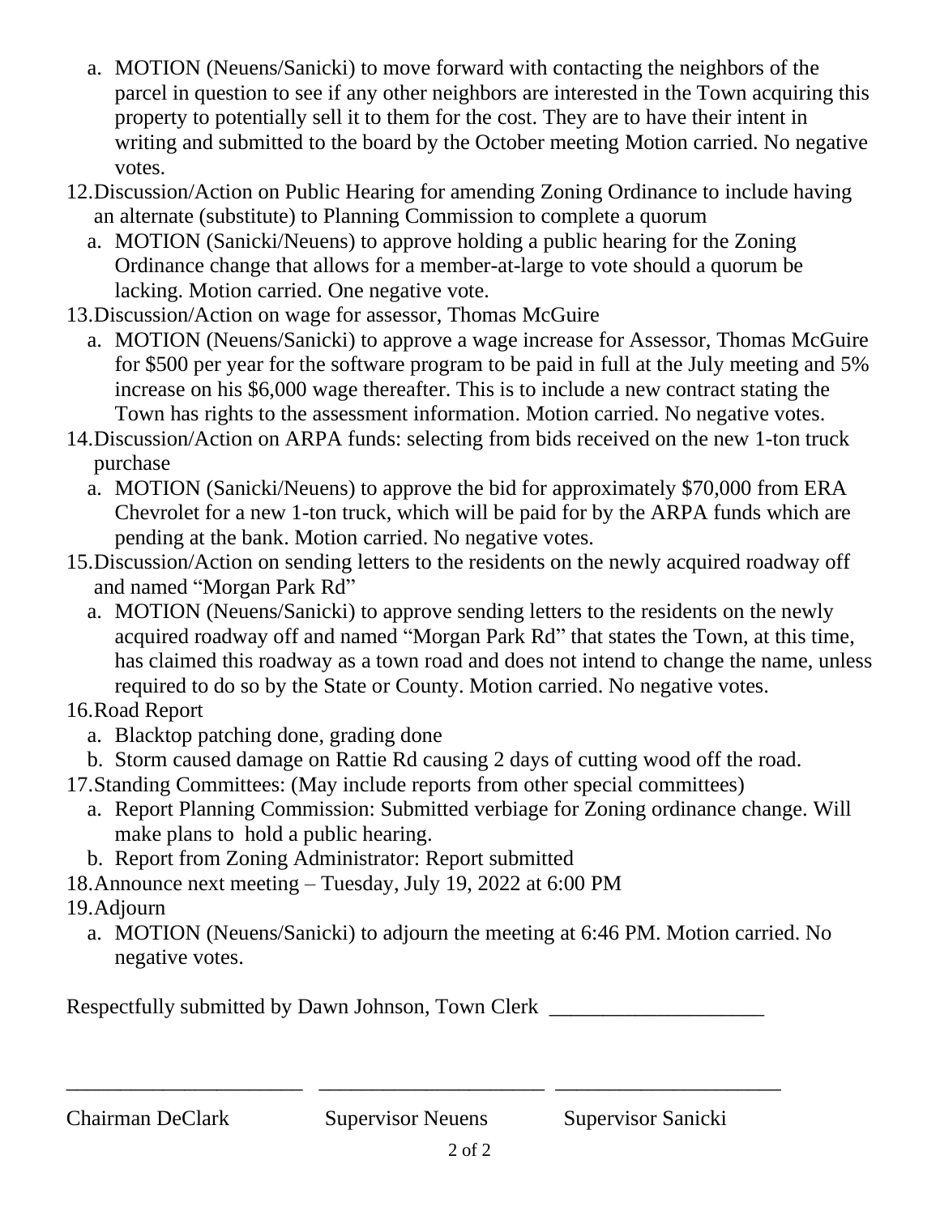a. MOTION (Neuens/Sanicki) to move forward with contacting the neighbors of the parcel in question to see if any other neighbors are interested in the Town acquiring this property to potentially sell it to them for the cost. They are to have their intent in writing and submitted to the board by the October meeting Motion carried. No negative votes.

12. Discussion/Action on Public Hearing for amending Zoning Ordinance to include having an alternate (substitute) to Planning Commission to complete a quorum
    a. MOTION (Sanicki/Neuens) to approve holding a public hearing for the Zoning Ordinance change that allows for a member-at-large to vote should a quorum be lacking. Motion carried. One negative vote.
13. Discussion/Action on wage for assessor, Thomas McGuire
    a. MOTION (Neuens/Sanicki) to approve a wage increase for Assessor, Thomas McGuire for $500 per year for the software program to be paid in full at the July meeting and 5% increase on his $6,000 wage thereafter. This is to include a new contract stating the Town has rights to the assessment information. Motion carried. No negative votes.
14. Discussion/Action on ARPA funds: selecting from bids received on the new 1-ton truck purchase
    a. MOTION (Sanicki/Neuens) to approve the bid for approximately $70,000 from ERA Chevrolet for a new 1-ton truck, which will be paid for by the ARPA funds which are pending at the bank. Motion carried. No negative votes.
15. Discussion/Action on sending letters to the residents on the newly acquired roadway off and named "Morgan Park Rd"
    a. MOTION (Neuens/Sanicki) to approve sending letters to the residents on the newly acquired roadway off and named "Morgan Park Rd" that states the Town, at this time, has claimed this roadway as a town road and does not intend to change the name, unless required to do so by the State or County. Motion carried. No negative votes.
16. Road Report
    a. Blacktop patching done, grading done
    b. Storm caused damage on Rattie Rd causing 2 days of cutting wood off the road.
17. Standing Committees: (May include reports from other special committees)
    a. Report Planning Commission: Submitted verbiage for Zoning ordinance change. Will make plans to hold a public hearing.
    b. Report from Zoning Administrator: Report submitted
18. Announce next meeting – Tuesday, July 19, 2022 at 6:00 PM
19. Adjourn
    a. MOTION (Neuens/Sanicki) to adjourn the meeting at 6:46 PM. Motion carried. No negative votes.

Respectfully submitted by Dawn Johnson, Town Clerk ____________________

______________________ ______________________ ______________________

Chairman DeClark Supervisor Neuens Supervisor Sanicki